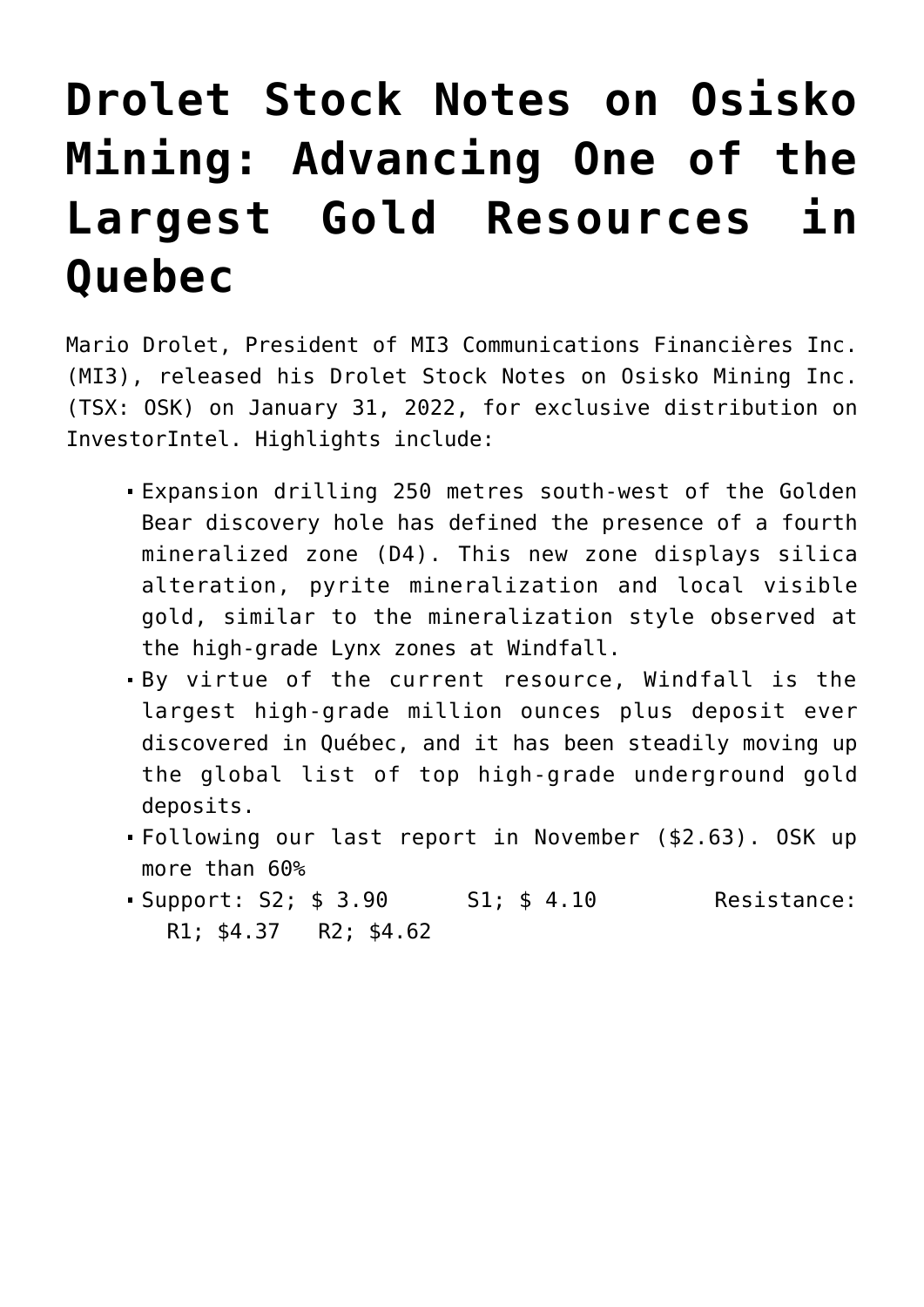# Drolet Stock Notes on Osisko Mining: Advancing One of the Largest Gold Resources in Quebec

Mario Drolet, President of MI3 Communications Financières Inc. (MI3), released his Drolet Stock Notes on Osisko Mining Inc. (TSX: OSK) on January 31, 2022, for exclusive distribution on InvestorIntel. Highlights include:

- Expansion drilling 250 metres south-west of the Golden Bear discovery hole has defined the presence of a fourth mineralized zone (D4). This new zone displays silica alteration, pyrite mineralization and local visible gold, similar to the mineralization style observed at the high-grade Lynx zones at Windfall.
- By virtue of the current resource, Windfall is the largest high-grade million ounces plus deposit ever discovered in Québec, and it has been steadily moving up the global list of top high-grade underground gold deposits.
- Following our last report in November ($2.63). OSK up more than 60%
- Support: S2; $ 3.90 S1; $ 4.10 Resistance: R1; $4.37 R2; $4.62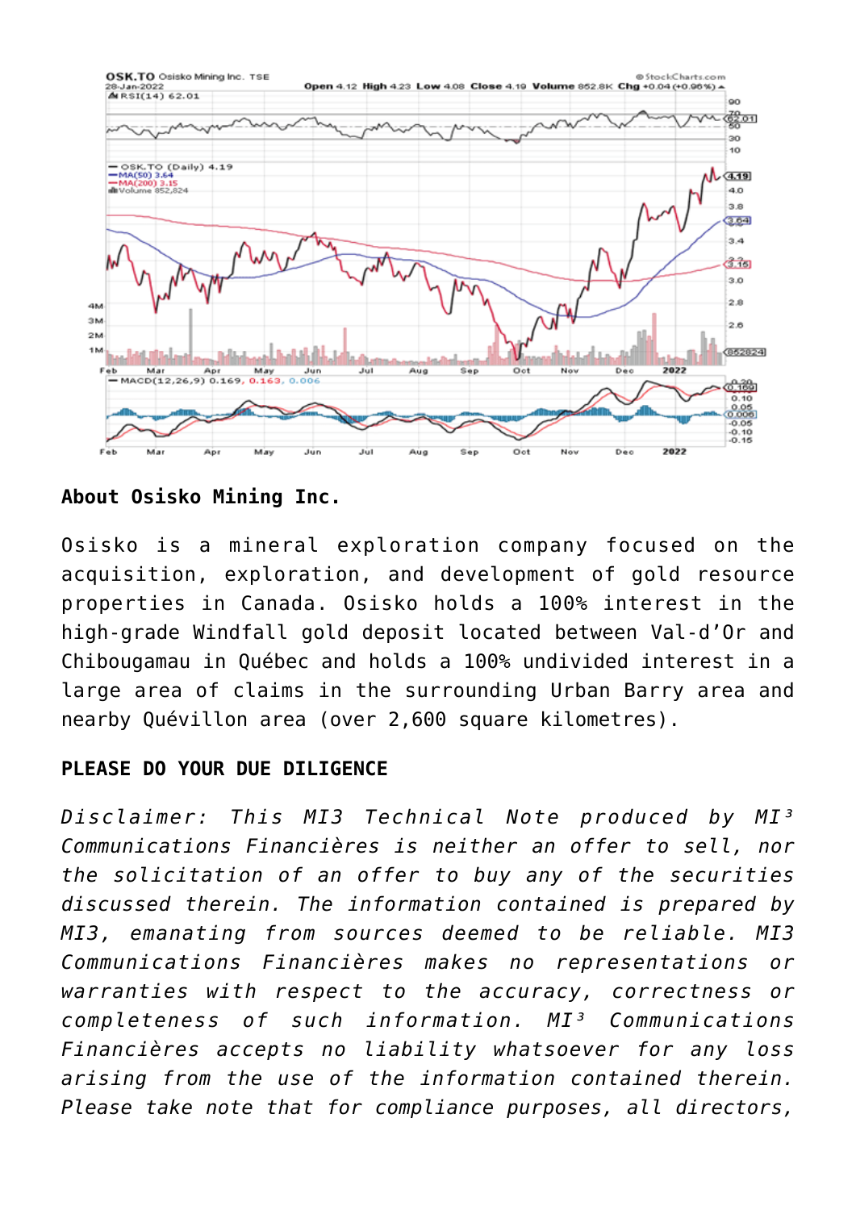**About Osisko Mining Inc.**

Osisko is a mineral exploration company focused on the acquisition, exploration, and development of gold resource properties in Canada. Osisko holds a 100% interest in the high-grade Windfall gold deposit located between Val-d'Or and Chibougamau in Québec and holds a 100% undivided interest in a large area of claims in the surrounding Urban Barry area and nearby Quévillon area (over 2,600 square kilometres).

**PLEASE DO YOUR DUE DILIGENCE**

*Disclaimer: This MI3 Technical Note produced by MI³ Communications Financières is neither an offer to sell, nor the solicitation of an offer to buy any of the securities discussed therein. The information contained is prepared by MI3, emanating from sources deemed to be reliable. MI3 Communications Financières makes no representations or warranties with respect to the accuracy, correctness or completeness of such information. MI³ Communications Financières accepts no liability whatsoever for any loss arising from the use of the information contained therein. Please take note that for compliance purposes, all directors,*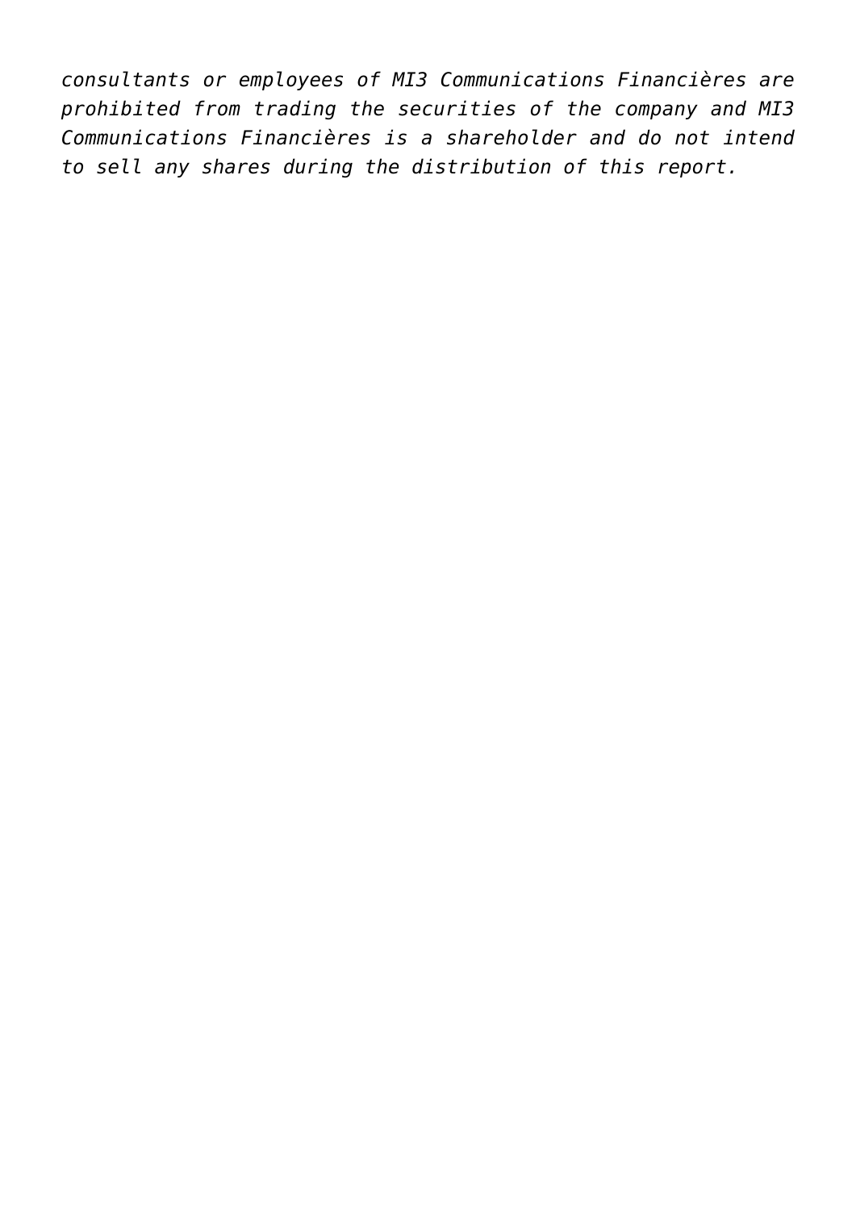*consultants or employees of MI3 Communications Financières are prohibited from trading the securities of the company and MI3 Communications Financières is a shareholder and do not intend to sell any shares during the distribution of this report.*